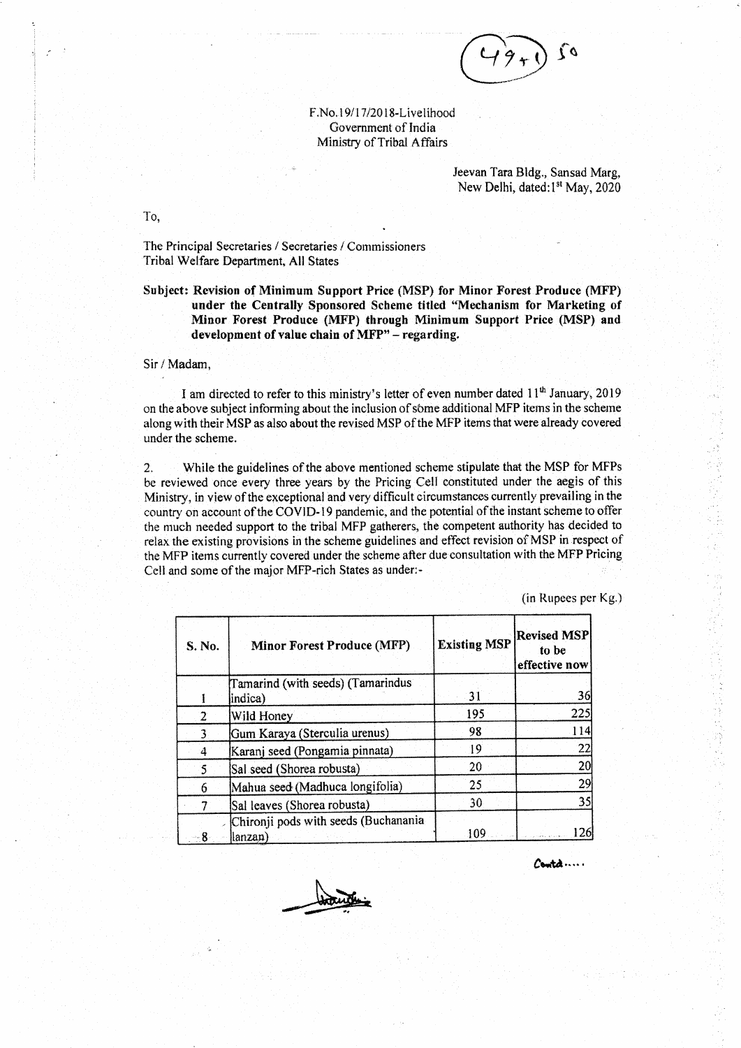F.No.19/17/2018-Livelihood
Government of India
Ministry of Tribal Affairs

Jeevan Tara Bldg., Sansad Marg,
New Delhi, dated: 1st May, 2020

To,

The Principal Secretaries / Secretaries / Commissioners
Tribal Welfare Department, All States

**Subject: Revision of Minimum Support Price (MSP) for Minor Forest Produce (MFP) under the Centrally Sponsored Scheme titled "Mechanism for Marketing of Minor Forest Produce (MFP) through Minimum Support Price (MSP) and development of value chain of MFP" – regarding.**

Sir / Madam,

I am directed to refer to this ministry's letter of even number dated 11th January, 2019 on the above subject informing about the inclusion of some additional MFP items in the scheme along with their MSP as also about the revised MSP of the MFP items that were already covered under the scheme.

2. While the guidelines of the above mentioned scheme stipulate that the MSP for MFPs be reviewed once every three years by the Pricing Cell constituted under the aegis of this Ministry, in view of the exceptional and very difficult circumstances currently prevailing in the country on account of the COVID-19 pandemic, and the potential of the instant scheme to offer the much needed support to the tribal MFP gatherers, the competent authority has decided to relax the existing provisions in the scheme guidelines and effect revision of MSP in respect of the MFP items currently covered under the scheme after due consultation with the MFP Pricing Cell and some of the major MFP-rich States as under:-

(in Rupees per Kg.)

| S. No. | Minor Forest Produce (MFP) | Existing MSP | Revised MSP to be effective now |
|---|---|---|---|
| 1 | Tamarind (with seeds) (Tamarindus indica) | 31 | 36 |
| 2 | Wild Honey | 195 | 225 |
| 3 | Gum Karaya (Sterculia urenus) | 98 | 114 |
| 4 | Karanj seed (Pongamia pinnata) | 19 | 22 |
| 5 | Sal seed (Shorea robusta) | 20 | 20 |
| 6 | Mahua seed (Madhuca longifolia) | 25 | 29 |
| 7 | Sal leaves (Shorea robusta) | 30 | 35 |
| 8 | Chironji pods with seeds (Buchanania lanzan) | 109 | 126 |

Contd.....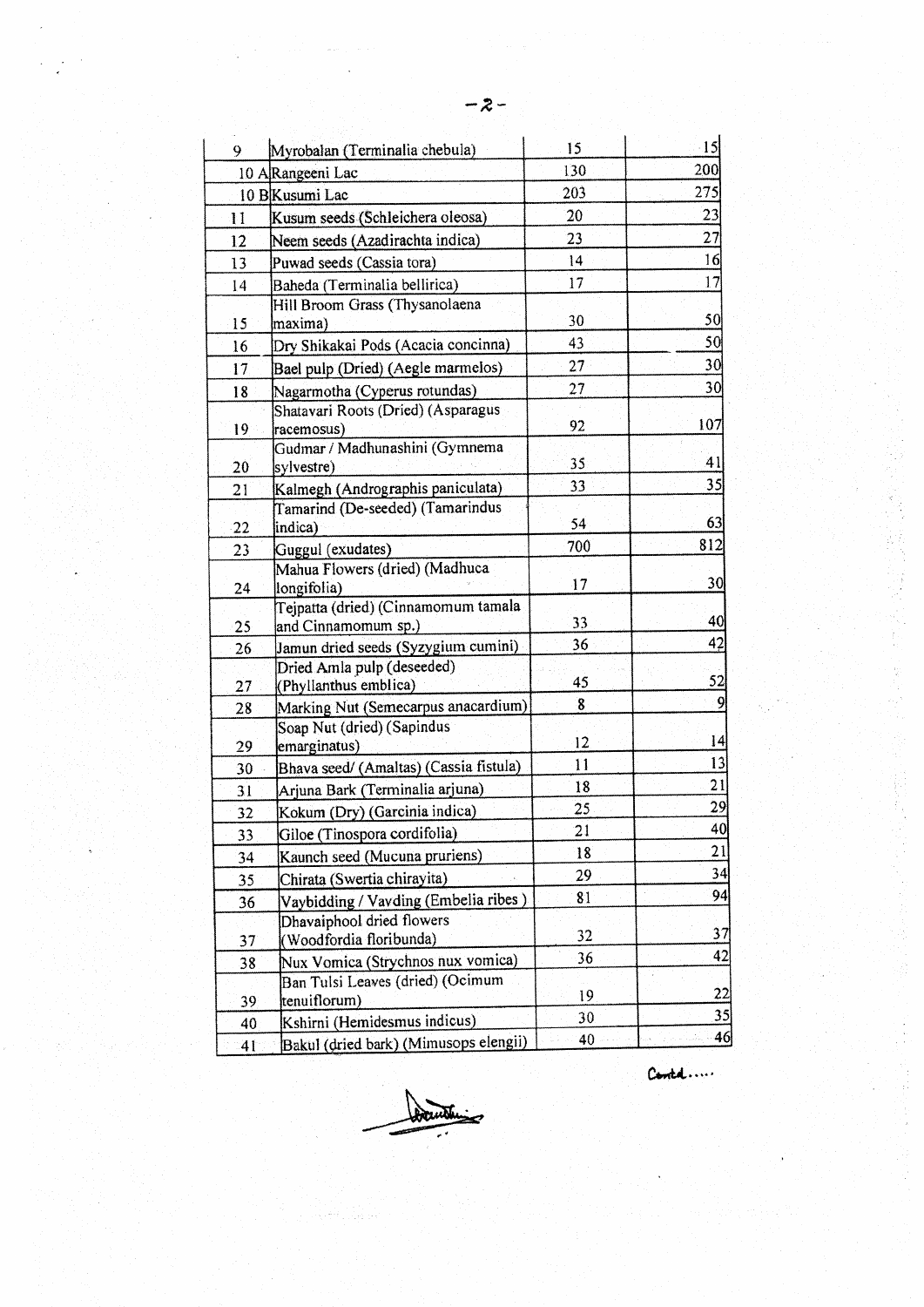-2-

| | | | |
|---|---|---|---|
| 9 | Myrobalan (Terminalia chebula) | 15 | 15 |
| 10 A | Rangeeni Lac | 130 | 200 |
| 10 B | Kusumi Lac | 203 | 275 |
| 11 | Kusum seeds (Schleichera oleosa) | 20 | 23 |
| 12 | Neem seeds (Azadirachta indica) | 23 | 27 |
| 13 | Puwad seeds (Cassia tora) | 14 | 16 |
| 14 | Baheda (Terminalia bellirica) | 17 | 17 |
| 15 | Hill Broom Grass (Thysanolaena maxima) | 30 | 50 |
| 16 | Dry Shikakai Pods (Acacia concinna) | 43 | 50 |
| 17 | Bael pulp (Dried) (Aegle marmelos) | 27 | 30 |
| 18 | Nagarmotha (Cyperus rotundas) | 27 | 30 |
| 19 | Shatavari Roots (Dried) (Asparagus racemosus) | 92 | 107 |
| 20 | Gudmar / Madhunashini (Gymnema sylvestre) | 35 | 41 |
| 21 | Kalmegh (Andrographis paniculata) | 33 | 35 |
| 22 | Tamarind (De-seeded) (Tamarindus indica) | 54 | 63 |
| 23 | Guggul (exudates) | 700 | 812 |
| 24 | Mahua Flowers (dried) (Madhuca longifolia) | 17 | 30 |
| 25 | Tejpatta (dried) (Cinnamomum tamala and Cinnamomum sp.) | 33 | 40 |
| 26 | Jamun dried seeds (Syzygium cumini) | 36 | 42 |
| 27 | Dried Amla pulp (deseeded) (Phyllanthus emblica) | 45 | 52 |
| 28 | Marking Nut (Semecarpus anacardium) | 8 | 9 |
| 29 | Soap Nut (dried) (Sapindus emarginatus) | 12 | 14 |
| 30 | Bhava seed/ (Amaltas) (Cassia fistula) | 11 | 13 |
| 31 | Arjuna Bark (Terminalia arjuna) | 18 | 21 |
| 32 | Kokum (Dry) (Garcinia indica) | 25 | 29 |
| 33 | Giloe (Tinospora cordifolia) | 21 | 40 |
| 34 | Kaunch seed (Mucuna pruriens) | 18 | 21 |
| 35 | Chirata (Swertia chirayita) | 29 | 34 |
| 36 | Vaybidding / Vavding (Embelia ribes ) | 81 | 94 |
| 37 | Dhavaiphool dried flowers (Woodfordia floribunda) | 32 | 37 |
| 38 | Nux Vomica (Strychnos nux vomica) | 36 | 42 |
| 39 | Ban Tulsi Leaves (dried) (Ocimum tenuiflorum) | 19 | 22 |
| 40 | Kshirni (Hemidesmus indicus) | 30 | 35 |
| 41 | Bakul (dried bark) (Mimusops elengii) | 40 | 46 |

Contd.....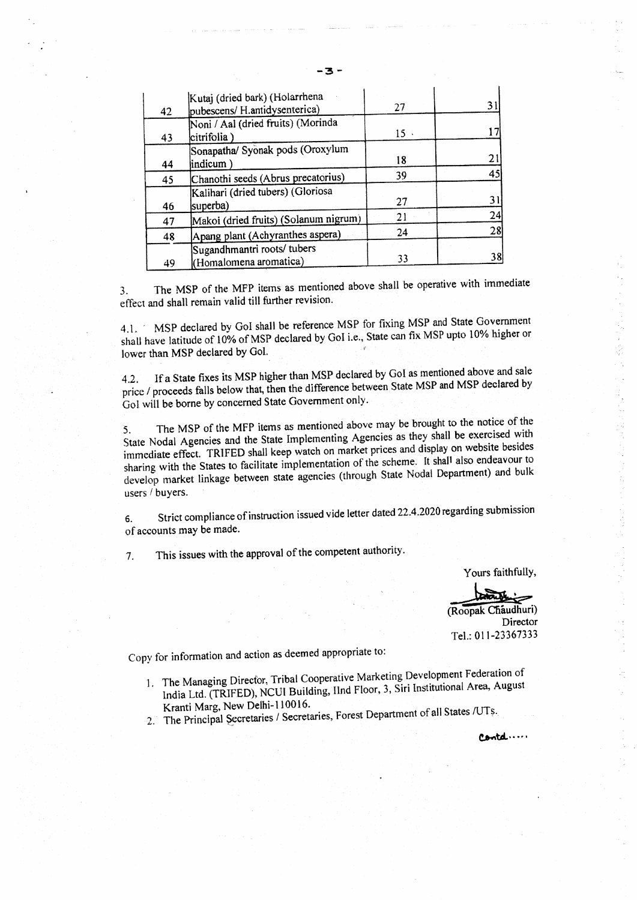| | | | |
|---|---|---|---|
| 42 | Kutaj (dried bark) (Holarrhena pubescens/ H.antidysenterica) | 27 | 31 |
| 43 | Noni / Aal (dried fruits) (Morinda citrifolia ) | 15 | 17 |
| 44 | Sonapatha/ Syonak pods (Oroxylum indicum ) | 18 | 21 |
| 45 | Chanothi seeds (Abrus precatorius) | 39 | 45 |
| 46 | Kalihari (dried tubers) (Gloriosa superba) | 27 | 31 |
| 47 | Makoi (dried fruits) (Solanum nigrum) | 21 | 24 |
| 48 | Apang plant (Achyranthes aspera) | 24 | 28 |
| 49 | Sugandhmantri roots/ tubers (Homalomena aromatica) | 33 | 38 |

3. The MSP of the MFP items as mentioned above shall be operative with immediate effect and shall remain valid till further revision.

4.1. MSP declared by GoI shall be reference MSP for fixing MSP and State Government shall have latitude of 10% of MSP declared by GoI i.e., State can fix MSP upto 10% higher or lower than MSP declared by GoI.

4.2. If a State fixes its MSP higher than MSP declared by GoI as mentioned above and sale price / proceeds falls below that, then the difference between State MSP and MSP declared by GoI will be borne by concerned State Government only.

5. The MSP of the MFP items as mentioned above may be brought to the notice of the State Nodal Agencies and the State Implementing Agencies as they shall be exercised with immediate effect. TRIFED shall keep watch on market prices and display on website besides sharing with the States to facilitate implementation of the scheme. It shall also endeavour to develop market linkage between state agencies (through State Nodal Department) and bulk users / buyers.

6. Strict compliance of instruction issued vide letter dated 22.4.2020 regarding submission of accounts may be made.

7. This issues with the approval of the competent authority.

Yours faithfully,

(Roopak Chaudhuri)
Director
Tel.: 011-23367333

Copy for information and action as deemed appropriate to:

1. The Managing Director, Tribal Cooperative Marketing Development Federation of India Ltd. (TRIFED), NCUI Building, IInd Floor, 3, Siri Institutional Area, August Kranti Marg, New Delhi-110016.
2. The Principal Secretaries / Secretaries, Forest Department of all States /UTs.

Contd.....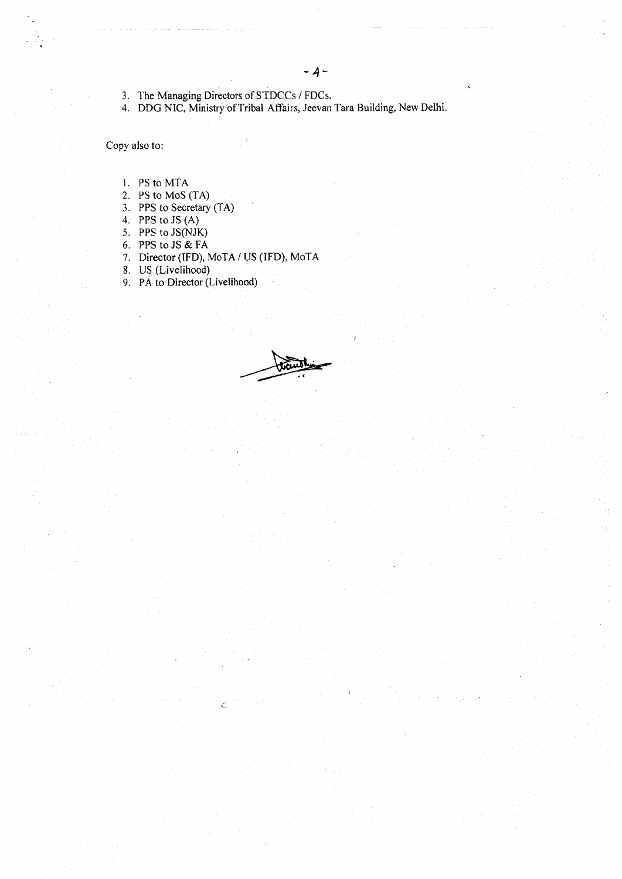3. The Managing Directors of STDCCs / FDCs.
4. DDG NIC, Ministry of Tribal Affairs, Jeevan Tara Building, New Delhi.

Copy also to:

1. PS to MTA
2. PS to MoS (TA)
3. PPS to Secretary (TA)
4. PPS to JS (A)
5. PPS to JS(NJK)
6. PPS to JS & FA
7. Director (IFD), MoTA / US (IFD), MoTA
8. US (Livelihood)
9. PA to Director (Livelihood)